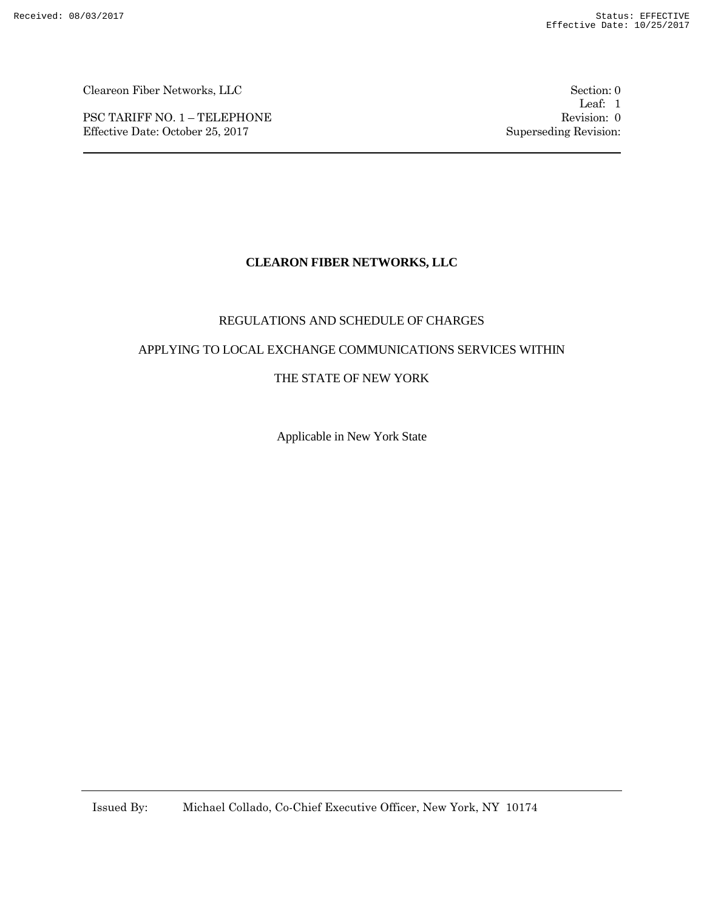Cleareon Fiber Networks, LLC

PSC TARIFF NO. 1 – TELEPHONE
Effective Date: October 25, 2017

Section: 0
Leaf: 1
Revision: 0
Superseding Revision:

# CLEARON FIBER NETWORKS, LLC

REGULATIONS AND SCHEDULE OF CHARGES

APPLYING TO LOCAL EXCHANGE COMMUNICATIONS SERVICES WITHIN

THE STATE OF NEW YORK

Applicable in New York State

Issued By: Michael Collado, Co-Chief Executive Officer, New York, NY 10174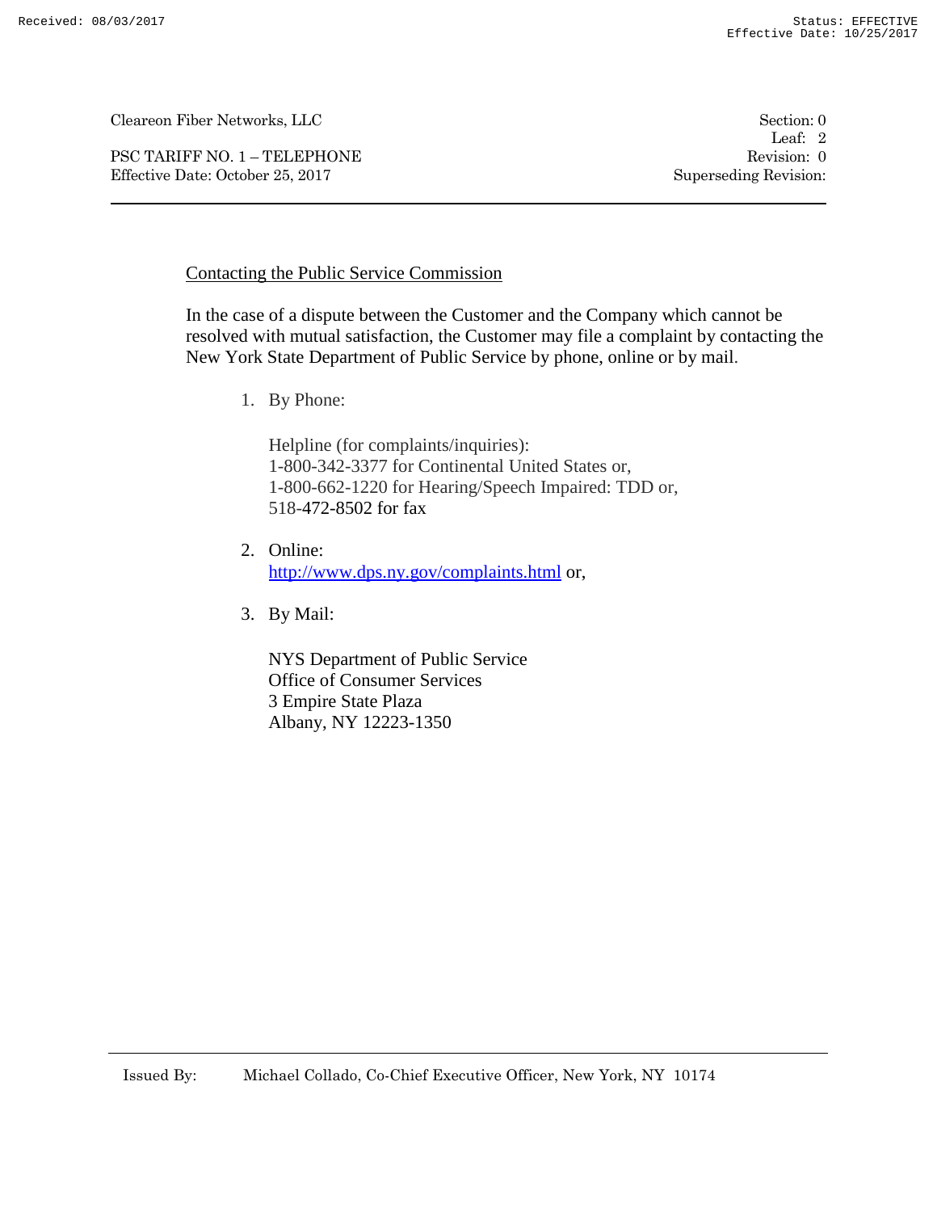## Contacting the Public Service Commission

In the case of a dispute between the Customer and the Company which cannot be resolved with mutual satisfaction, the Customer may file a complaint by contacting the New York State Department of Public Service by phone, online or by mail.

1. By Phone:

   Helpline (for complaints/inquiries):
   1-800-342-3377 for Continental United States or,
   1-800-662-1220 for Hearing/Speech Impaired: TDD or,
   518-472-8502 for fax

2. Online:
   http://www.dps.ny.gov/complaints.html or,

3. By Mail:

   NYS Department of Public Service
   Office of Consumer Services
   3 Empire State Plaza
   Albany, NY 12223-1350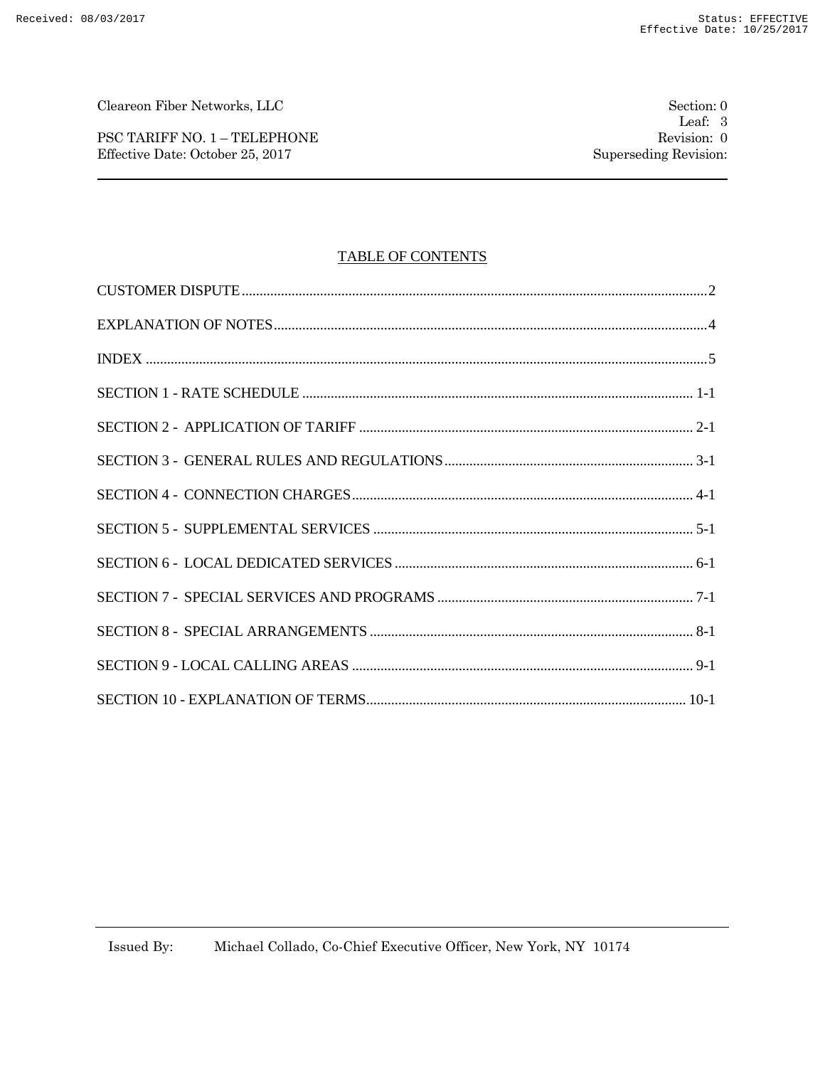## TABLE OF CONTENTS

| | |
|---|---|
| CUSTOMER DISPUTE | 2 |
| EXPLANATION OF NOTES | 4 |
| INDEX | 5 |
| SECTION 1 - RATE SCHEDULE | 1-1 |
| SECTION 2 - APPLICATION OF TARIFF | 2-1 |
| SECTION 3 - GENERAL RULES AND REGULATIONS | 3-1 |
| SECTION 4 - CONNECTION CHARGES | 4-1 |
| SECTION 5 - SUPPLEMENTAL SERVICES | 5-1 |
| SECTION 6 - LOCAL DEDICATED SERVICES | 6-1 |
| SECTION 7 - SPECIAL SERVICES AND PROGRAMS | 7-1 |
| SECTION 8 - SPECIAL ARRANGEMENTS | 8-1 |
| SECTION 9 - LOCAL CALLING AREAS | 9-1 |
| SECTION 10 - EXPLANATION OF TERMS | 10-1 |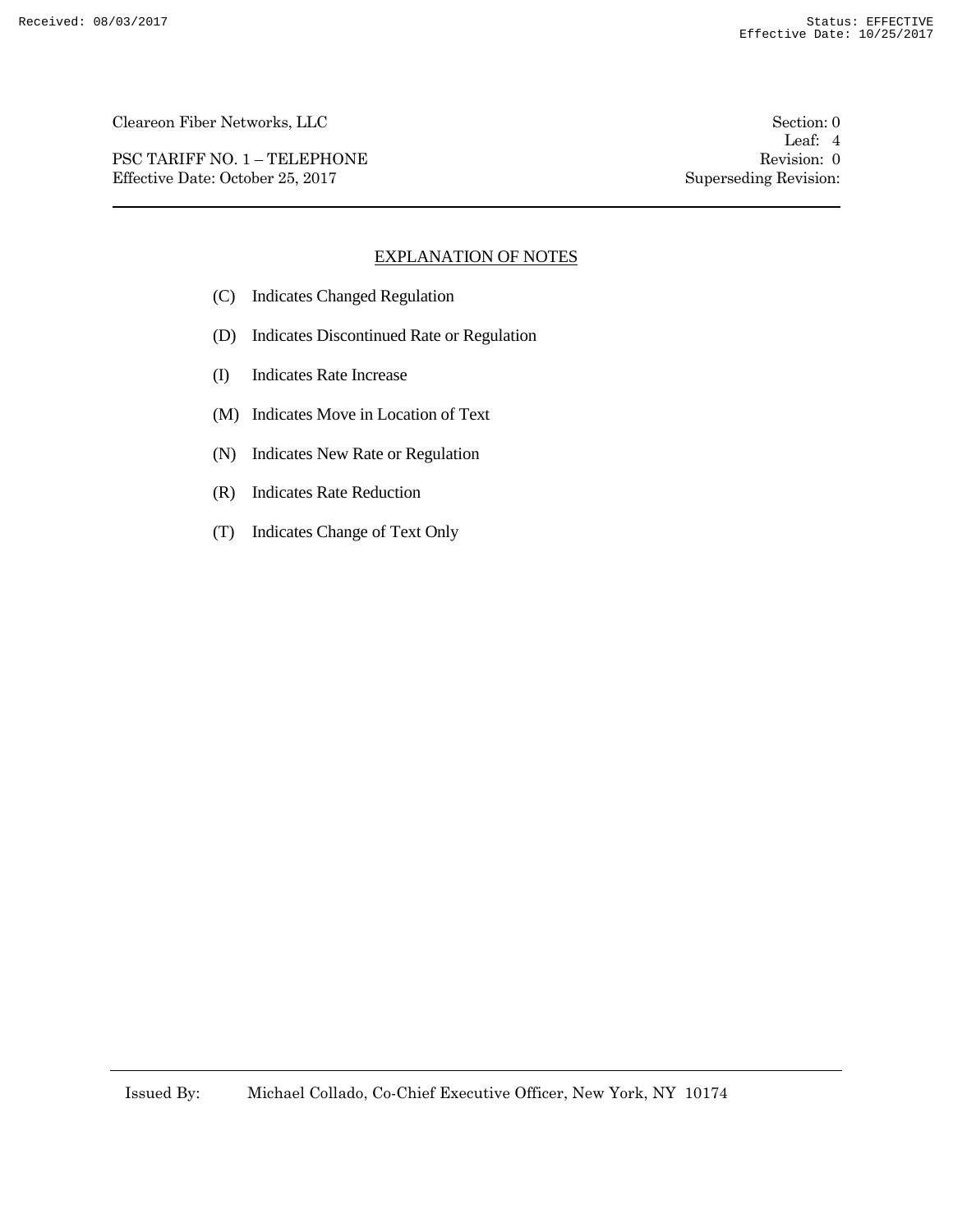## EXPLANATION OF NOTES

(C) Indicates Changed Regulation

(D) Indicates Discontinued Rate or Regulation

(I) Indicates Rate Increase

(M) Indicates Move in Location of Text

(N) Indicates New Rate or Regulation

(R) Indicates Rate Reduction

(T) Indicates Change of Text Only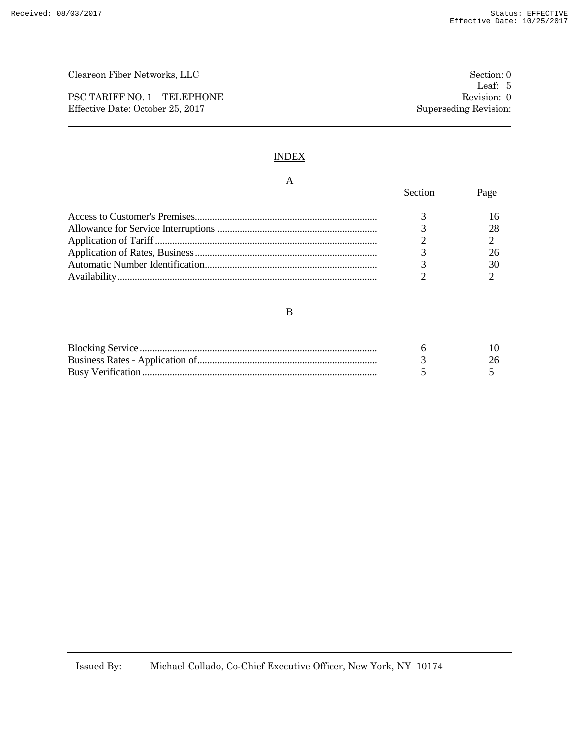# INDEX

## A

| | Section | Page |
|---|---|---|
| Access to Customer's Premises | 3 | 16 |
| Allowance for Service Interruptions | 3 | 28 |
| Application of Tariff | 2 | 2 |
| Application of Rates, Business | 3 | 26 |
| Automatic Number Identification | 3 | 30 |
| Availability | 2 | 2 |

## B

| | Section | Page |
|---|---|---|
| Blocking Service | 6 | 10 |
| Business Rates - Application of | 3 | 26 |
| Busy Verification | 5 | 5 |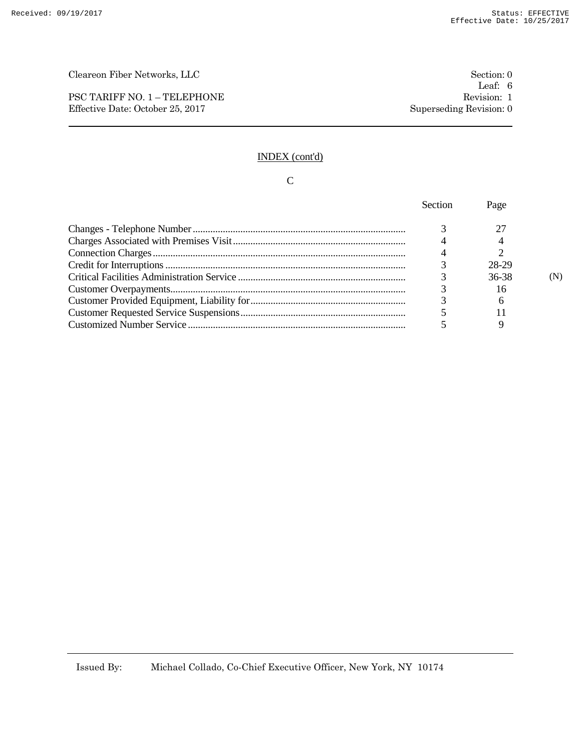Cleareon Fiber Networks, LLC — Section: 0, Leaf: 6

PSC TARIFF NO. 1 – TELEPHONE — Revision: 1

Effective Date: October 25, 2017 — Superseding Revision: 0

## INDEX (cont'd)

### C

| | Section | Page | |
|---|---|---|---|
| Changes - Telephone Number | 3 | 27 | |
| Charges Associated with Premises Visit | 4 | 4 | |
| Connection Charges | 4 | 2 | |
| Credit for Interruptions | 3 | 28-29 | |
| Critical Facilities Administration Service | 3 | 36-38 | (N) |
| Customer Overpayments | 3 | 16 | |
| Customer Provided Equipment, Liability for | 3 | 6 | |
| Customer Requested Service Suspensions | 5 | 11 | |
| Customized Number Service | 5 | 9 | |

Issued By: Michael Collado, Co-Chief Executive Officer, New York, NY 10174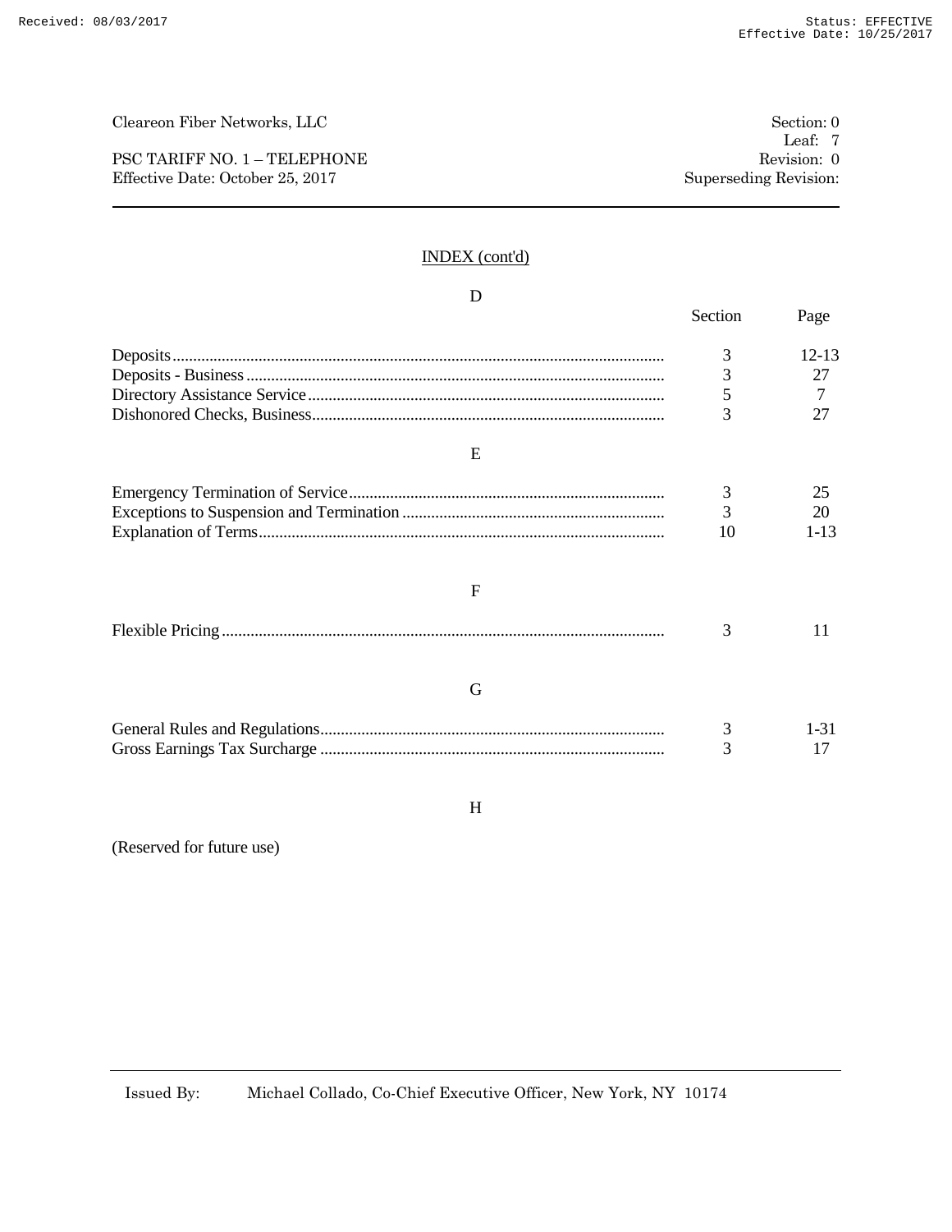Cleareon Fiber Networks, LLC

Section: 0
Leaf: 7

PSC TARIFF NO. 1 – TELEPHONE
Effective Date: October 25, 2017

Revision: 0
Superseding Revision:

## INDEX (cont'd)

### D

| | Section | Page |
|---|---|---|
| Deposits | 3 | 12-13 |
| Deposits - Business | 3 | 27 |
| Directory Assistance Service | 5 | 7 |
| Dishonored Checks, Business | 3 | 27 |

### E

| | Section | Page |
|---|---|---|
| Emergency Termination of Service | 3 | 25 |
| Exceptions to Suspension and Termination | 3 | 20 |
| Explanation of Terms | 10 | 1-13 |

### F

| | Section | Page |
|---|---|---|
| Flexible Pricing | 3 | 11 |

### G

| | Section | Page |
|---|---|---|
| General Rules and Regulations | 3 | 1-31 |
| Gross Earnings Tax Surcharge | 3 | 17 |

### H

(Reserved for future use)

Issued By: Michael Collado, Co-Chief Executive Officer, New York, NY 10174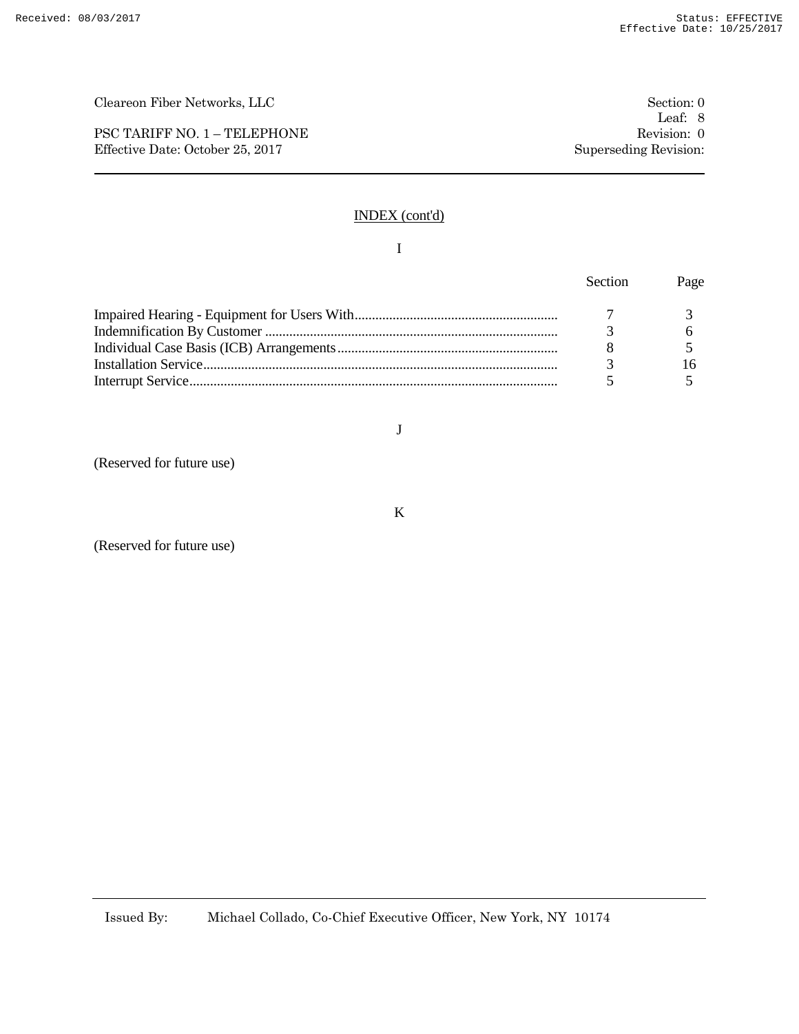## INDEX (cont'd)

### I

| | Section | Page |
|---|---|---|
| Impaired Hearing - Equipment for Users With | 7 | 3 |
| Indemnification By Customer | 3 | 6 |
| Individual Case Basis (ICB) Arrangements | 8 | 5 |
| Installation Service | 3 | 16 |
| Interrupt Service | 5 | 5 |

### J

(Reserved for future use)

### K

(Reserved for future use)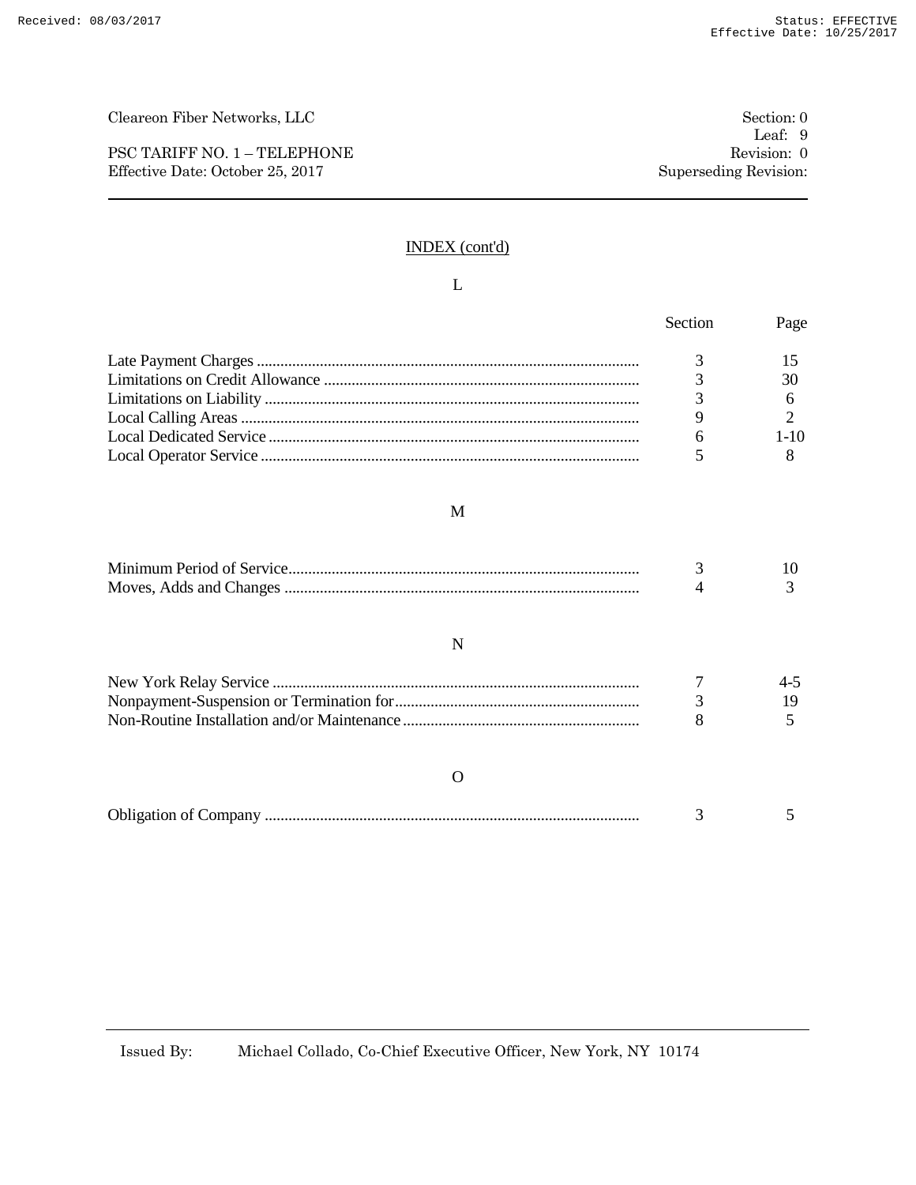Cleareon Fiber Networks, LLC

PSC TARIFF NO. 1 – TELEPHONE
Effective Date: October 25, 2017

Section: 0
Leaf: 9
Revision: 0
Superseding Revision:

## INDEX (cont'd)

### L

| | Section | Page |
|---|---|---|
| Late Payment Charges | 3 | 15 |
| Limitations on Credit Allowance | 3 | 30 |
| Limitations on Liability | 3 | 6 |
| Local Calling Areas | 9 | 2 |
| Local Dedicated Service | 6 | 1-10 |
| Local Operator Service | 5 | 8 |

### M

| | Section | Page |
|---|---|---|
| Minimum Period of Service | 3 | 10 |
| Moves, Adds and Changes | 4 | 3 |

### N

| | Section | Page |
|---|---|---|
| New York Relay Service | 7 | 4-5 |
| Nonpayment-Suspension or Termination for | 3 | 19 |
| Non-Routine Installation and/or Maintenance | 8 | 5 |

### O

| | Section | Page |
|---|---|---|
| Obligation of Company | 3 | 5 |

Issued By: Michael Collado, Co-Chief Executive Officer, New York, NY 10174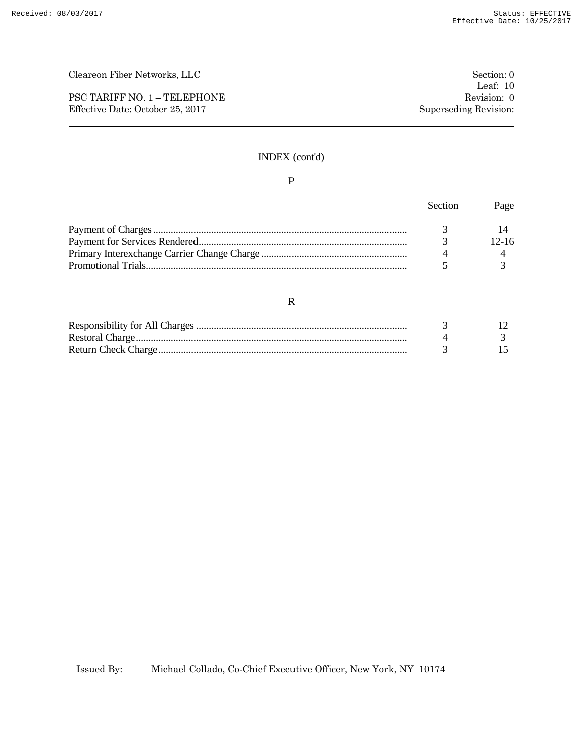## INDEX (cont'd)

### P

| | Section | Page |
|---|---|---|
| Payment of Charges | 3 | 14 |
| Payment for Services Rendered | 3 | 12-16 |
| Primary Interexchange Carrier Change Charge | 4 | 4 |
| Promotional Trials | 5 | 3 |

### R

| | Section | Page |
|---|---|---|
| Responsibility for All Charges | 3 | 12 |
| Restoral Charge | 4 | 3 |
| Return Check Charge | 3 | 15 |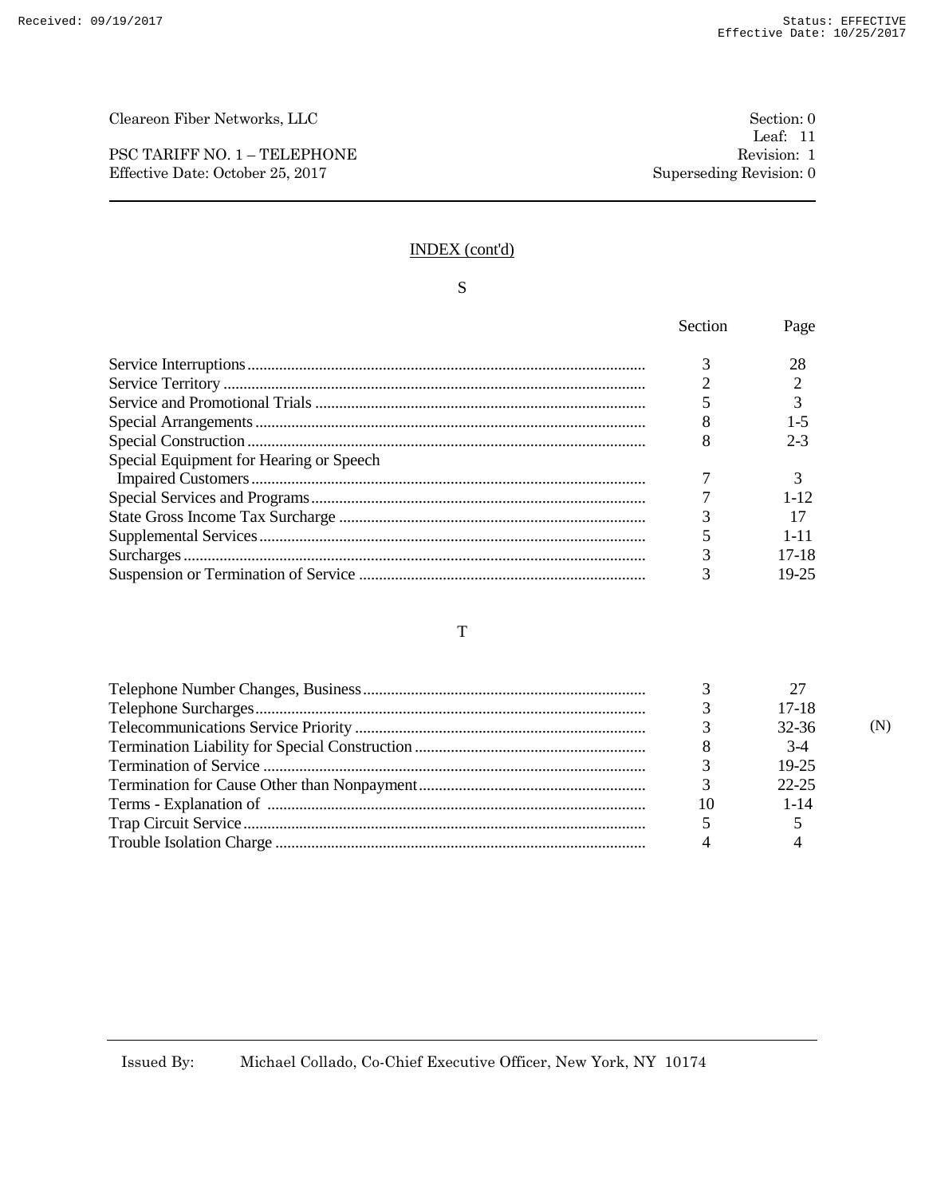Cleareon Fiber Networks, LLC

PSC TARIFF NO. 1 – TELEPHONE
Effective Date: October 25, 2017

Section: 0
Leaf: 11
Revision: 1
Superseding Revision: 0

## INDEX (cont'd)

### S

| | Section | Page |
|---|---|---|
| Service Interruptions | 3 | 28 |
| Service Territory | 2 | 2 |
| Service and Promotional Trials | 5 | 3 |
| Special Arrangements | 8 | 1-5 |
| Special Construction | 8 | 2-3 |
| Special Equipment for Hearing or Speech Impaired Customers | 7 | 3 |
| Special Services and Programs | 7 | 1-12 |
| State Gross Income Tax Surcharge | 3 | 17 |
| Supplemental Services | 5 | 1-11 |
| Surcharges | 3 | 17-18 |
| Suspension or Termination of Service | 3 | 19-25 |

### T

| | Section | Page | |
|---|---|---|---|
| Telephone Number Changes, Business | 3 | 27 | |
| Telephone Surcharges | 3 | 17-18 | |
| Telecommunications Service Priority | 3 | 32-36 | (N) |
| Termination Liability for Special Construction | 8 | 3-4 | |
| Termination of Service | 3 | 19-25 | |
| Termination for Cause Other than Nonpayment | 3 | 22-25 | |
| Terms - Explanation of | 10 | 1-14 | |
| Trap Circuit Service | 5 | 5 | |
| Trouble Isolation Charge | 4 | 4 | |

Issued By: Michael Collado, Co-Chief Executive Officer, New York, NY 10174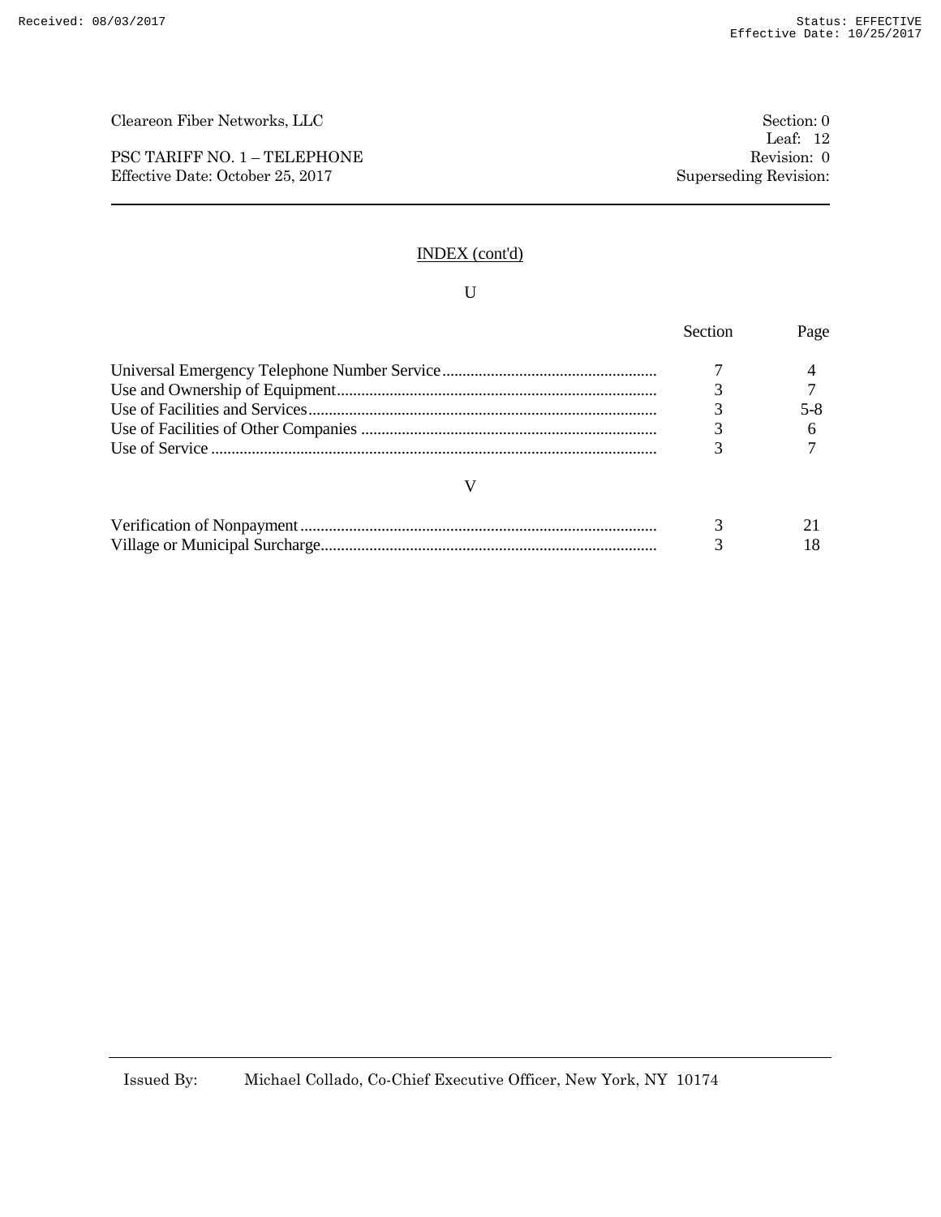## INDEX (cont'd)

### U

| | Section | Page |
|---|---|---|
| Universal Emergency Telephone Number Service | 7 | 4 |
| Use and Ownership of Equipment | 3 | 7 |
| Use of Facilities and Services | 3 | 5-8 |
| Use of Facilities of Other Companies | 3 | 6 |
| Use of Service | 3 | 7 |

### V

| | Section | Page |
|---|---|---|
| Verification of Nonpayment | 3 | 21 |
| Village or Municipal Surcharge | 3 | 18 |